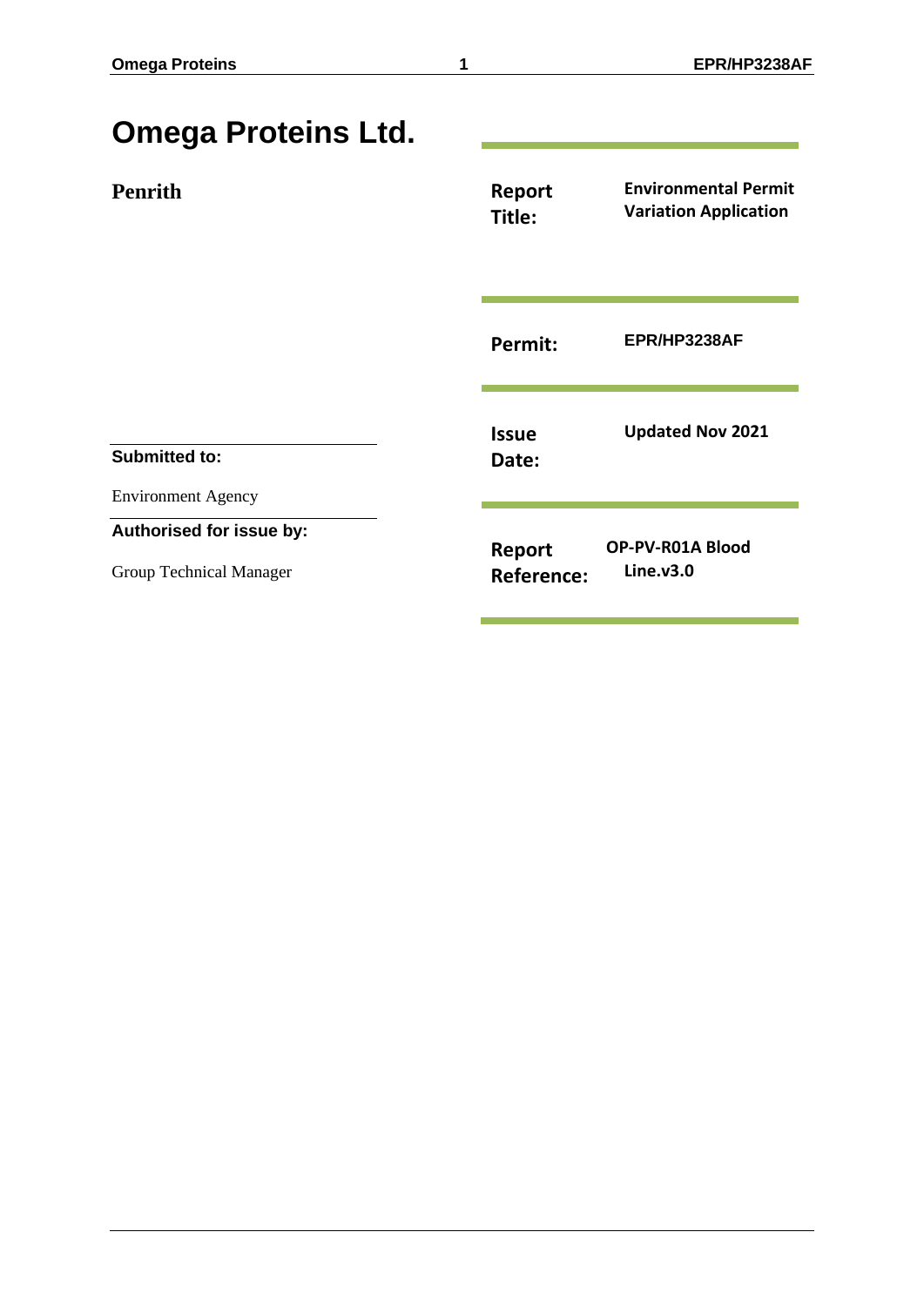# Omega Proteins Ltd.

**Penrith**

| | |
|---|---|
| **Report Title:** | **Environmental Permit Variation Application** |
| **Permit:** | **EPR/HP3238AF** |
| **Issue Date:** | **Updated Nov 2021** |
| **Report Reference:** | **OP-PV-R01A Blood Line.v3.0** |

**Submitted to:**

Environment Agency

**Authorised for issue by:**

Group Technical Manager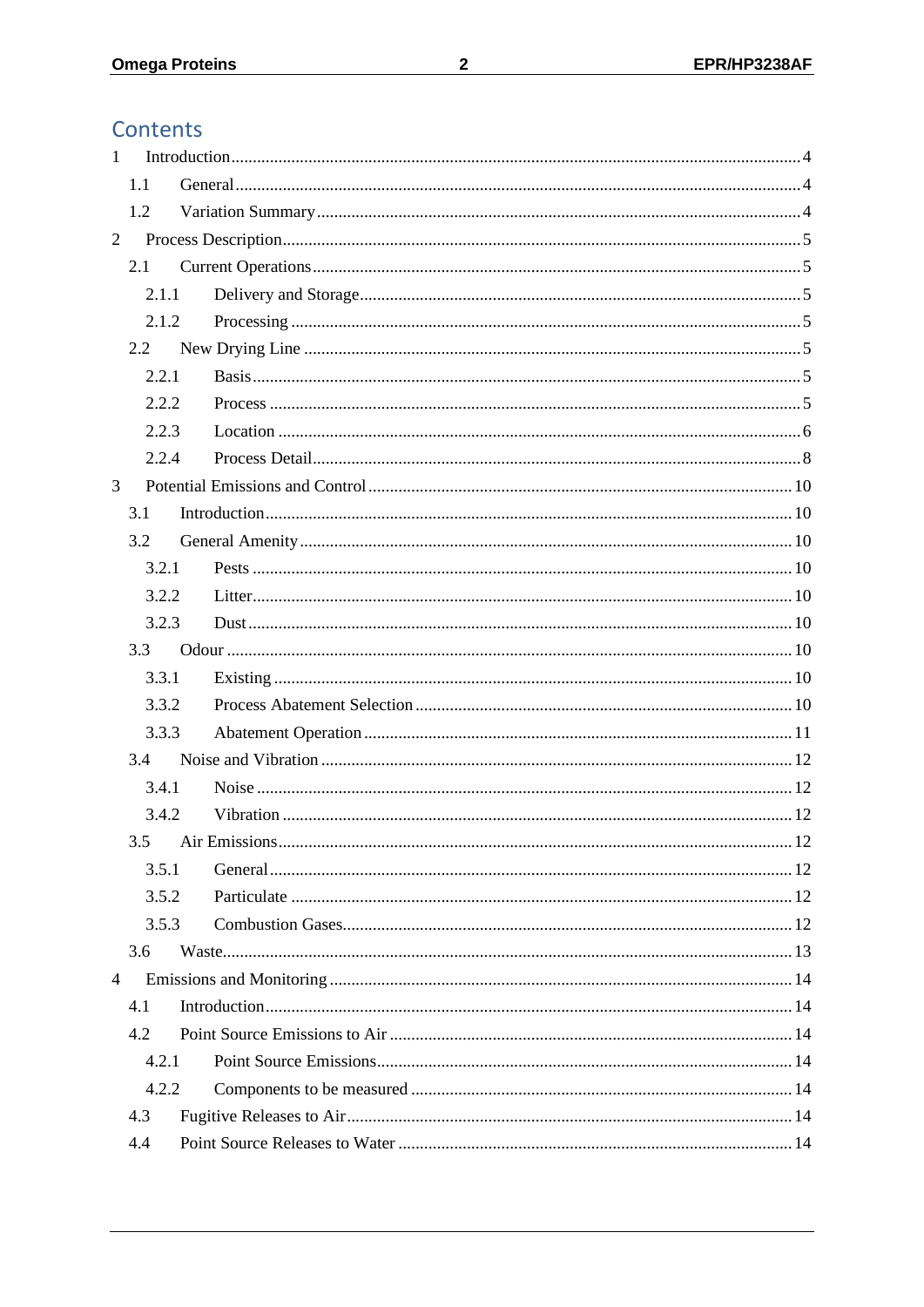# Contents

1 Introduction ... 4
  1.1 General ... 4
  1.2 Variation Summary ... 4
2 Process Description ... 5
  2.1 Current Operations ... 5
    2.1.1 Delivery and Storage ... 5
    2.1.2 Processing ... 5
  2.2 New Drying Line ... 5
    2.2.1 Basis ... 5
    2.2.2 Process ... 5
    2.2.3 Location ... 6
    2.2.4 Process Detail ... 8
3 Potential Emissions and Control ... 10
  3.1 Introduction ... 10
  3.2 General Amenity ... 10
    3.2.1 Pests ... 10
    3.2.2 Litter ... 10
    3.2.3 Dust ... 10
  3.3 Odour ... 10
    3.3.1 Existing ... 10
    3.3.2 Process Abatement Selection ... 10
    3.3.3 Abatement Operation ... 11
  3.4 Noise and Vibration ... 12
    3.4.1 Noise ... 12
    3.4.2 Vibration ... 12
  3.5 Air Emissions ... 12
    3.5.1 General ... 12
    3.5.2 Particulate ... 12
    3.5.3 Combustion Gases ... 12
  3.6 Waste ... 13
4 Emissions and Monitoring ... 14
  4.1 Introduction ... 14
  4.2 Point Source Emissions to Air ... 14
    4.2.1 Point Source Emissions ... 14
    4.2.2 Components to be measured ... 14
  4.3 Fugitive Releases to Air ... 14
  4.4 Point Source Releases to Water ... 14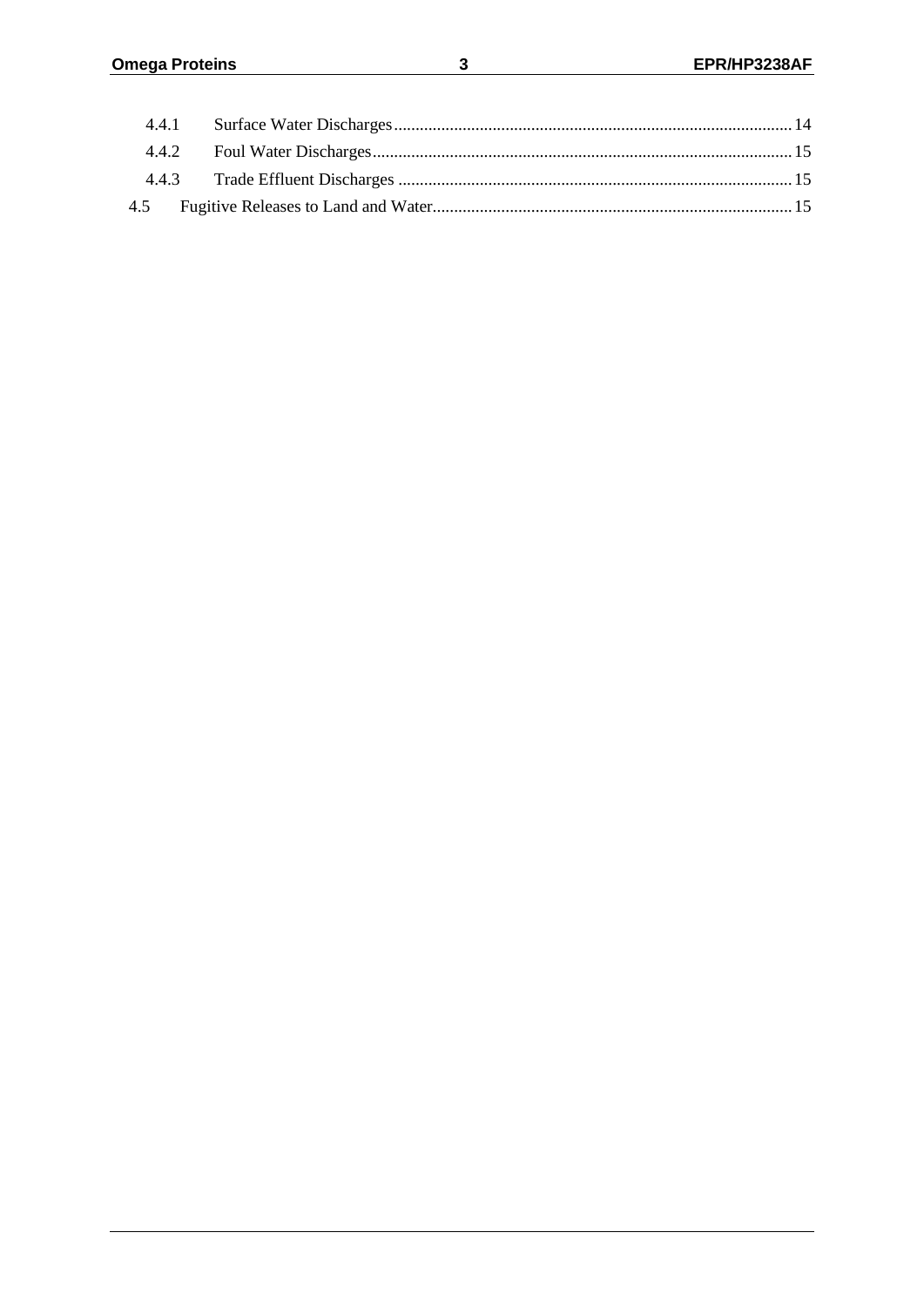4.4.1 Surface Water Discharges ............................................................................................ 14

4.4.2 Foul Water Discharges .................................................................................................. 15

4.4.3 Trade Effluent Discharges ............................................................................................ 15

4.5 Fugitive Releases to Land and Water ................................................................................... 15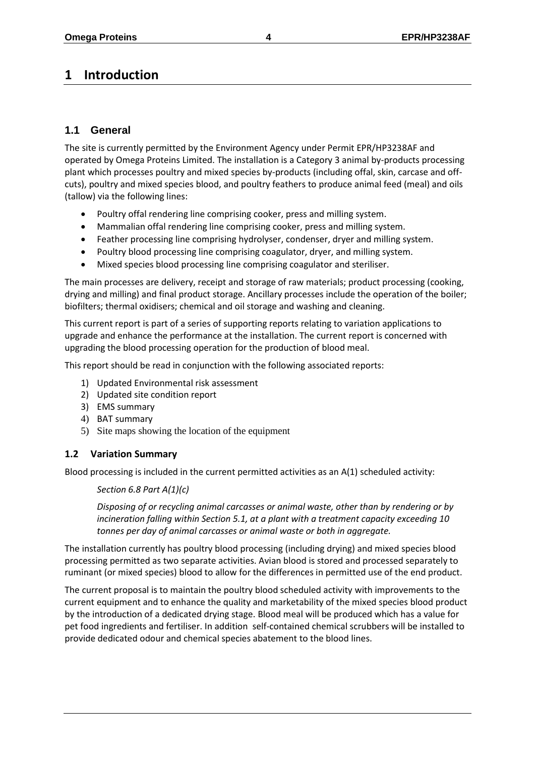# 1 Introduction

## 1.1 General

The site is currently permitted by the Environment Agency under Permit EPR/HP3238AF and operated by Omega Proteins Limited. The installation is a Category 3 animal by-products processing plant which processes poultry and mixed species by-products (including offal, skin, carcase and off-cuts), poultry and mixed species blood, and poultry feathers to produce animal feed (meal) and oils (tallow) via the following lines:

- Poultry offal rendering line comprising cooker, press and milling system.
- Mammalian offal rendering line comprising cooker, press and milling system.
- Feather processing line comprising hydrolyser, condenser, dryer and milling system.
- Poultry blood processing line comprising coagulator, dryer, and milling system.
- Mixed species blood processing line comprising coagulator and steriliser.

The main processes are delivery, receipt and storage of raw materials; product processing (cooking, drying and milling) and final product storage. Ancillary processes include the operation of the boiler; biofilters; thermal oxidisers; chemical and oil storage and washing and cleaning.

This current report is part of a series of supporting reports relating to variation applications to upgrade and enhance the performance at the installation. The current report is concerned with upgrading the blood processing operation for the production of blood meal.

This report should be read in conjunction with the following associated reports:

1) Updated Environmental risk assessment
2) Updated site condition report
3) EMS summary
4) BAT summary
5) Site maps showing the location of the equipment

### 1.2 Variation Summary

Blood processing is included in the current permitted activities as an A(1) scheduled activity:

*Section 6.8 Part A(1)(c)*

*Disposing of or recycling animal carcasses or animal waste, other than by rendering or by incineration falling within Section 5.1, at a plant with a treatment capacity exceeding 10 tonnes per day of animal carcasses or animal waste or both in aggregate.*

The installation currently has poultry blood processing (including drying) and mixed species blood processing permitted as two separate activities. Avian blood is stored and processed separately to ruminant (or mixed species) blood to allow for the differences in permitted use of the end product.

The current proposal is to maintain the poultry blood scheduled activity with improvements to the current equipment and to enhance the quality and marketability of the mixed species blood product by the introduction of a dedicated drying stage. Blood meal will be produced which has a value for pet food ingredients and fertiliser. In addition self-contained chemical scrubbers will be installed to provide dedicated odour and chemical species abatement to the blood lines.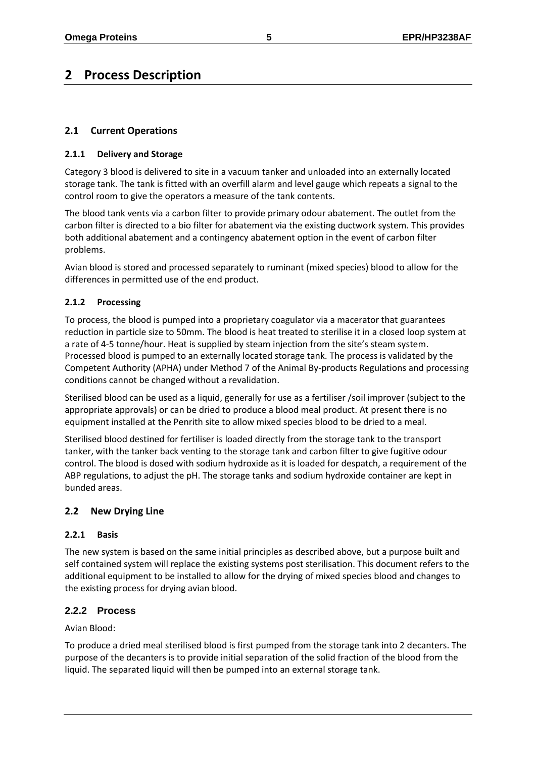# 2 Process Description

## 2.1 Current Operations

### 2.1.1 Delivery and Storage

Category 3 blood is delivered to site in a vacuum tanker and unloaded into an externally located storage tank. The tank is fitted with an overfill alarm and level gauge which repeats a signal to the control room to give the operators a measure of the tank contents.

The blood tank vents via a carbon filter to provide primary odour abatement. The outlet from the carbon filter is directed to a bio filter for abatement via the existing ductwork system. This provides both additional abatement and a contingency abatement option in the event of carbon filter problems.

Avian blood is stored and processed separately to ruminant (mixed species) blood to allow for the differences in permitted use of the end product.

### 2.1.2 Processing

To process, the blood is pumped into a proprietary coagulator via a macerator that guarantees reduction in particle size to 50mm. The blood is heat treated to sterilise it in a closed loop system at a rate of 4-5 tonne/hour. Heat is supplied by steam injection from the site's steam system. Processed blood is pumped to an externally located storage tank. The process is validated by the Competent Authority (APHA) under Method 7 of the Animal By-products Regulations and processing conditions cannot be changed without a revalidation.

Sterilised blood can be used as a liquid, generally for use as a fertiliser /soil improver (subject to the appropriate approvals) or can be dried to produce a blood meal product. At present there is no equipment installed at the Penrith site to allow mixed species blood to be dried to a meal.

Sterilised blood destined for fertiliser is loaded directly from the storage tank to the transport tanker, with the tanker back venting to the storage tank and carbon filter to give fugitive odour control. The blood is dosed with sodium hydroxide as it is loaded for despatch, a requirement of the ABP regulations, to adjust the pH. The storage tanks and sodium hydroxide container are kept in bunded areas.

## 2.2 New Drying Line

### 2.2.1 Basis

The new system is based on the same initial principles as described above, but a purpose built and self contained system will replace the existing systems post sterilisation. This document refers to the additional equipment to be installed to allow for the drying of mixed species blood and changes to the existing process for drying avian blood.

### 2.2.2 Process

Avian Blood:

To produce a dried meal sterilised blood is first pumped from the storage tank into 2 decanters. The purpose of the decanters is to provide initial separation of the solid fraction of the blood from the liquid. The separated liquid will then be pumped into an external storage tank.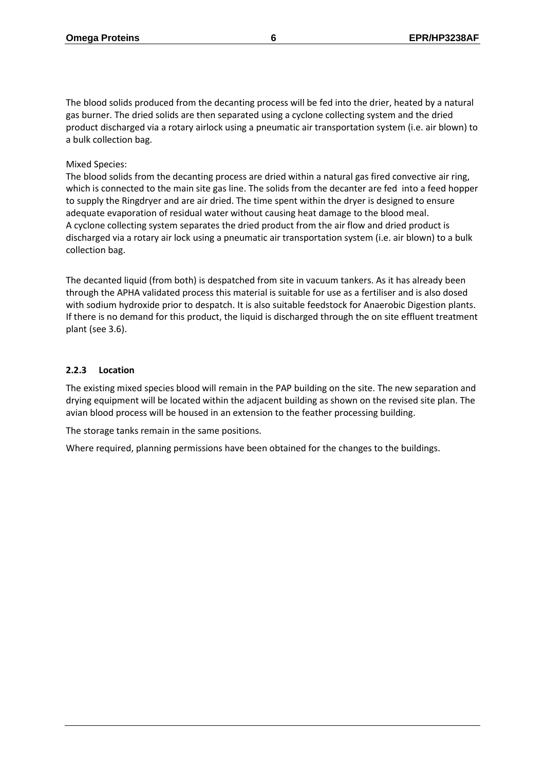The blood solids produced from the decanting process will be fed into the drier, heated by a natural gas burner. The dried solids are then separated using a cyclone collecting system and the dried product discharged via a rotary airlock using a pneumatic air transportation system (i.e. air blown) to a bulk collection bag.

Mixed Species:

The blood solids from the decanting process are dried within a natural gas fired convective air ring, which is connected to the main site gas line. The solids from the decanter are fed into a feed hopper to supply the Ringdryer and are air dried. The time spent within the dryer is designed to ensure adequate evaporation of residual water without causing heat damage to the blood meal.
A cyclone collecting system separates the dried product from the air flow and dried product is discharged via a rotary air lock using a pneumatic air transportation system (i.e. air blown) to a bulk collection bag.

The decanted liquid (from both) is despatched from site in vacuum tankers. As it has already been through the APHA validated process this material is suitable for use as a fertiliser and is also dosed with sodium hydroxide prior to despatch. It is also suitable feedstock for Anaerobic Digestion plants. If there is no demand for this product, the liquid is discharged through the on site effluent treatment plant (see 3.6).

### 2.2.3 Location

The existing mixed species blood will remain in the PAP building on the site. The new separation and drying equipment will be located within the adjacent building as shown on the revised site plan. The avian blood process will be housed in an extension to the feather processing building.

The storage tanks remain in the same positions.

Where required, planning permissions have been obtained for the changes to the buildings.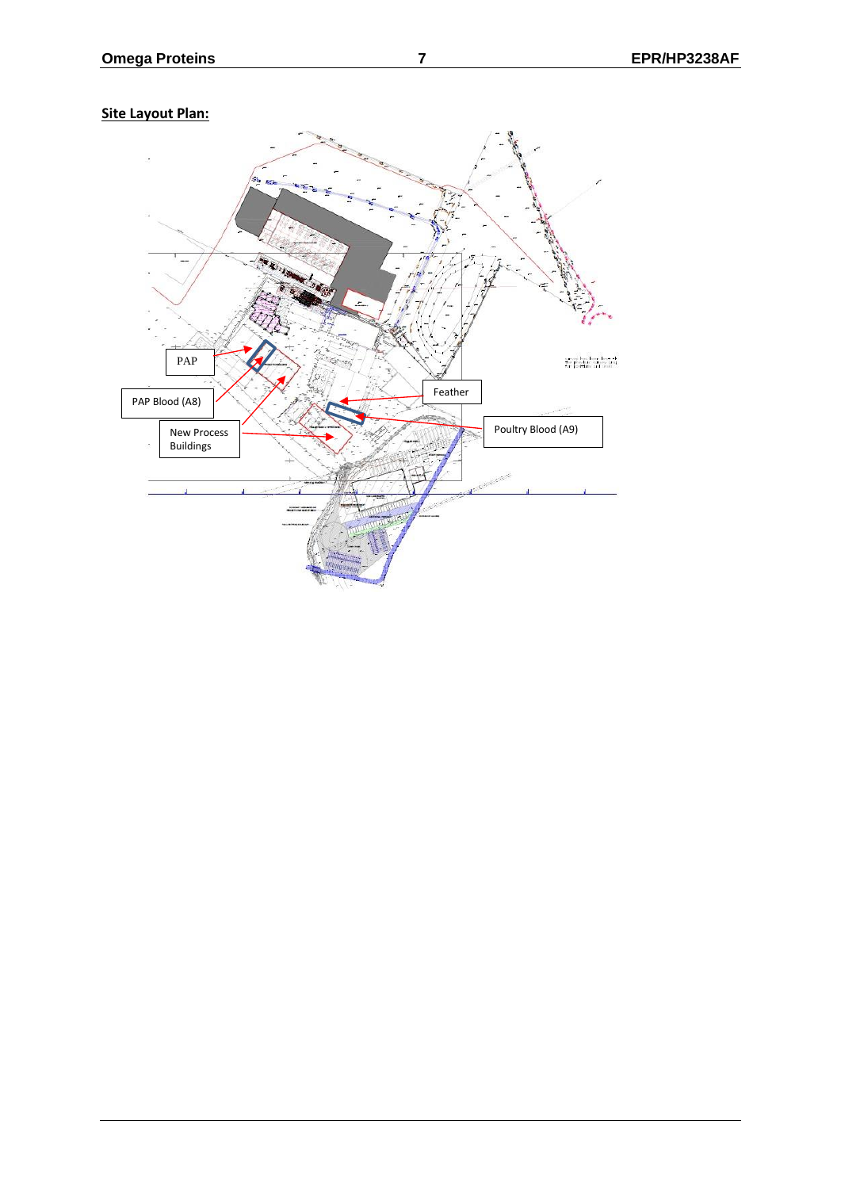**Site Layout Plan:**

PAP

PAP Blood (A8)

New Process Buildings

Feather

Poultry Blood (A9)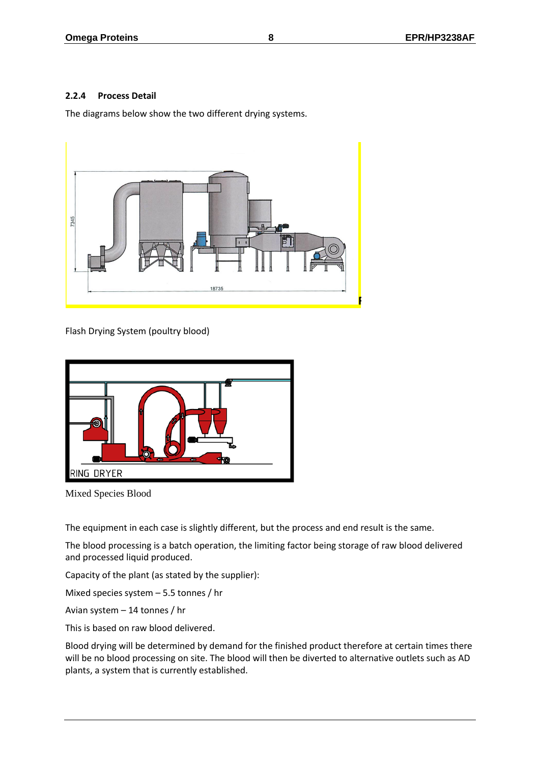### 2.2.4 Process Detail

The diagrams below show the two different drying systems.

Flash Drying System (poultry blood)

Mixed Species Blood

The equipment in each case is slightly different, but the process and end result is the same.

The blood processing is a batch operation, the limiting factor being storage of raw blood delivered and processed liquid produced.

Capacity of the plant (as stated by the supplier):

Mixed species system – 5.5 tonnes / hr

Avian system – 14 tonnes / hr

This is based on raw blood delivered.

Blood drying will be determined by demand for the finished product therefore at certain times there will be no blood processing on site. The blood will then be diverted to alternative outlets such as AD plants, a system that is currently established.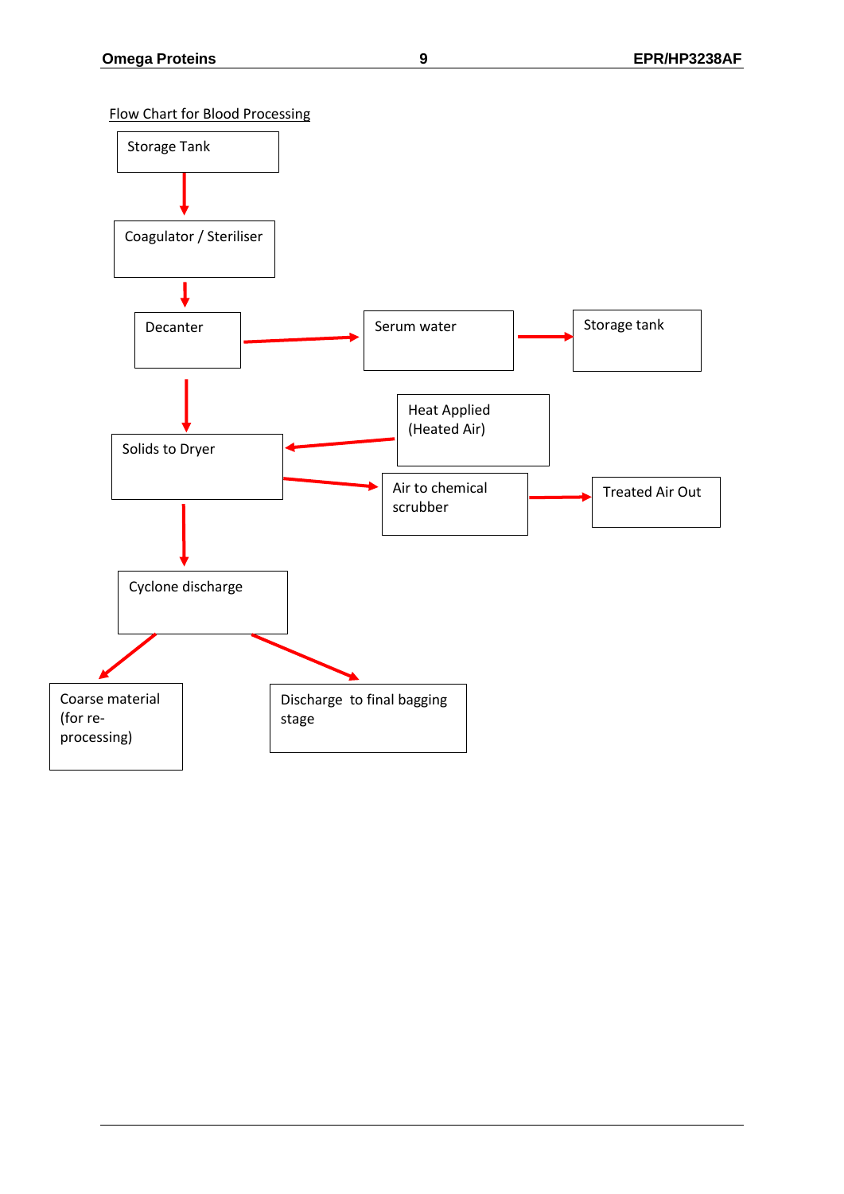Flow Chart for Blood Processing

- Storage Tank → Coagulator / Steriliser
- Coagulator / Steriliser → Decanter
- Decanter → Serum water → Storage tank
- Decanter → Solids to Dryer
- Heat Applied (Heated Air) → Solids to Dryer
- Solids to Dryer → Air to chemical scrubber → Treated Air Out
- Solids to Dryer → Cyclone discharge
- Cyclone discharge → Coarse material (for re-processing)
- Cyclone discharge → Discharge to final bagging stage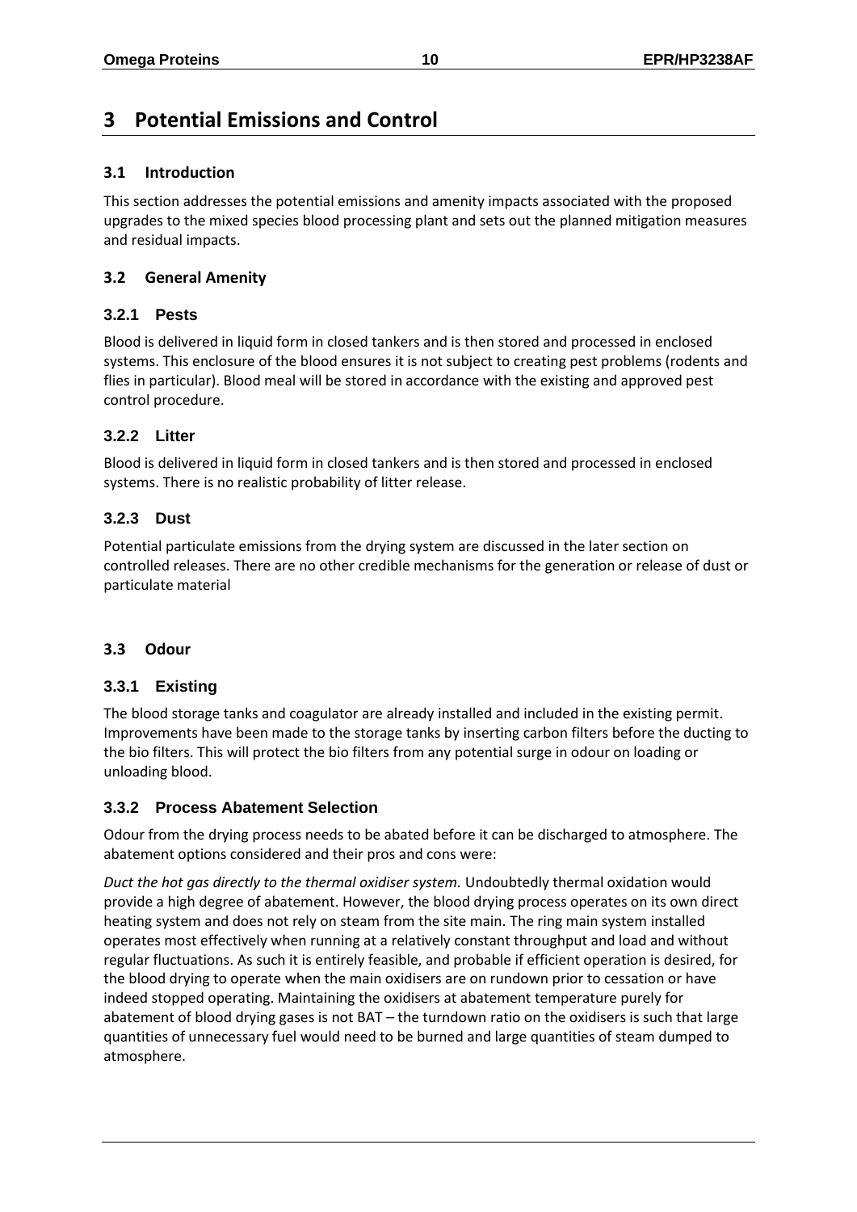# 3 Potential Emissions and Control

## 3.1 Introduction

This section addresses the potential emissions and amenity impacts associated with the proposed upgrades to the mixed species blood processing plant and sets out the planned mitigation measures and residual impacts.

## 3.2 General Amenity

### 3.2.1 Pests

Blood is delivered in liquid form in closed tankers and is then stored and processed in enclosed systems. This enclosure of the blood ensures it is not subject to creating pest problems (rodents and flies in particular). Blood meal will be stored in accordance with the existing and approved pest control procedure.

### 3.2.2 Litter

Blood is delivered in liquid form in closed tankers and is then stored and processed in enclosed systems. There is no realistic probability of litter release.

### 3.2.3 Dust

Potential particulate emissions from the drying system are discussed in the later section on controlled releases. There are no other credible mechanisms for the generation or release of dust or particulate material

## 3.3 Odour

### 3.3.1 Existing

The blood storage tanks and coagulator are already installed and included in the existing permit. Improvements have been made to the storage tanks by inserting carbon filters before the ducting to the bio filters. This will protect the bio filters from any potential surge in odour on loading or unloading blood.

### 3.3.2 Process Abatement Selection

Odour from the drying process needs to be abated before it can be discharged to atmosphere. The abatement options considered and their pros and cons were:

*Duct the hot gas directly to the thermal oxidiser system.* Undoubtedly thermal oxidation would provide a high degree of abatement. However, the blood drying process operates on its own direct heating system and does not rely on steam from the site main. The ring main system installed operates most effectively when running at a relatively constant throughput and load and without regular fluctuations. As such it is entirely feasible, and probable if efficient operation is desired, for the blood drying to operate when the main oxidisers are on rundown prior to cessation or have indeed stopped operating. Maintaining the oxidisers at abatement temperature purely for abatement of blood drying gases is not BAT – the turndown ratio on the oxidisers is such that large quantities of unnecessary fuel would need to be burned and large quantities of steam dumped to atmosphere.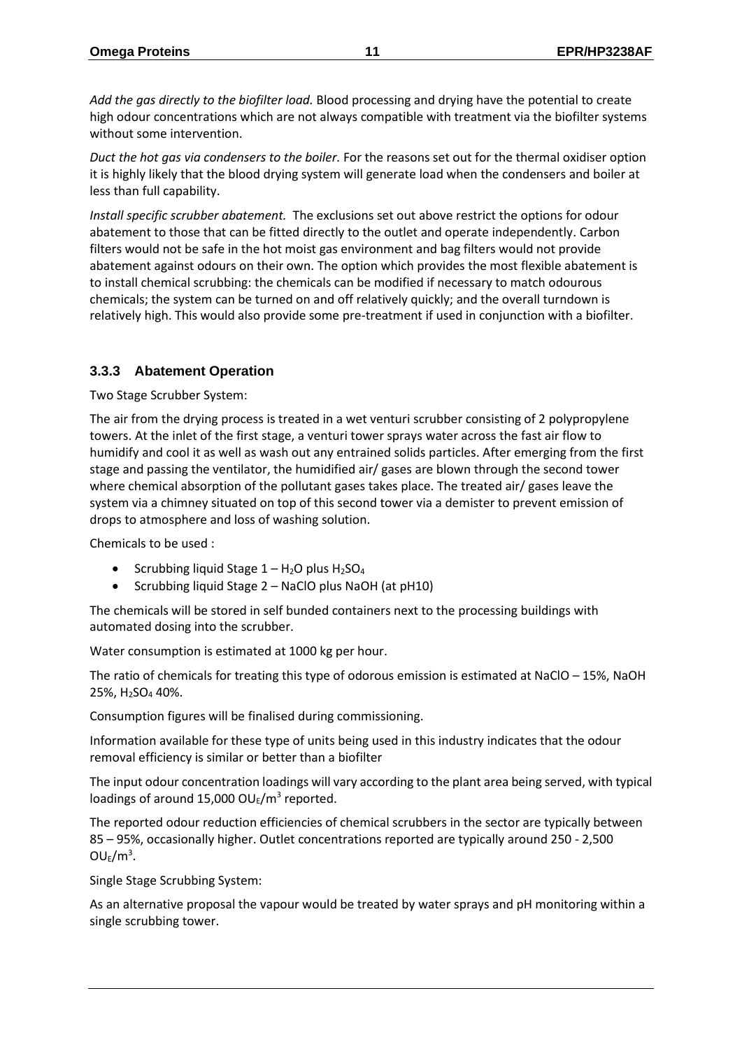*Add the gas directly to the biofilter load.* Blood processing and drying have the potential to create high odour concentrations which are not always compatible with treatment via the biofilter systems without some intervention.

*Duct the hot gas via condensers to the boiler.* For the reasons set out for the thermal oxidiser option it is highly likely that the blood drying system will generate load when the condensers and boiler at less than full capability.

*Install specific scrubber abatement.* The exclusions set out above restrict the options for odour abatement to those that can be fitted directly to the outlet and operate independently. Carbon filters would not be safe in the hot moist gas environment and bag filters would not provide abatement against odours on their own. The option which provides the most flexible abatement is to install chemical scrubbing: the chemicals can be modified if necessary to match odourous chemicals; the system can be turned on and off relatively quickly; and the overall turndown is relatively high. This would also provide some pre-treatment if used in conjunction with a biofilter.

### 3.3.3 Abatement Operation

Two Stage Scrubber System:

The air from the drying process is treated in a wet venturi scrubber consisting of 2 polypropylene towers. At the inlet of the first stage, a venturi tower sprays water across the fast air flow to humidify and cool it as well as wash out any entrained solids particles. After emerging from the first stage and passing the ventilator, the humidified air/ gases are blown through the second tower where chemical absorption of the pollutant gases takes place. The treated air/ gases leave the system via a chimney situated on top of this second tower via a demister to prevent emission of drops to atmosphere and loss of washing solution.

Chemicals to be used :

- Scrubbing liquid Stage 1 – $H_2O$ plus $H_2SO_4$
- Scrubbing liquid Stage 2 – NaClO plus NaOH (at pH10)

The chemicals will be stored in self bunded containers next to the processing buildings with automated dosing into the scrubber.

Water consumption is estimated at 1000 kg per hour.

The ratio of chemicals for treating this type of odorous emission is estimated at NaClO – 15%, NaOH 25%, $H_2SO_4$ 40%.

Consumption figures will be finalised during commissioning.

Information available for these type of units being used in this industry indicates that the odour removal efficiency is similar or better than a biofilter

The input odour concentration loadings will vary according to the plant area being served, with typical loadings of around 15,000 $OU_E/m^3$ reported.

The reported odour reduction efficiencies of chemical scrubbers in the sector are typically between 85 – 95%, occasionally higher. Outlet concentrations reported are typically around 250 - 2,500 $OU_E/m^3$.

Single Stage Scrubbing System:

As an alternative proposal the vapour would be treated by water sprays and pH monitoring within a single scrubbing tower.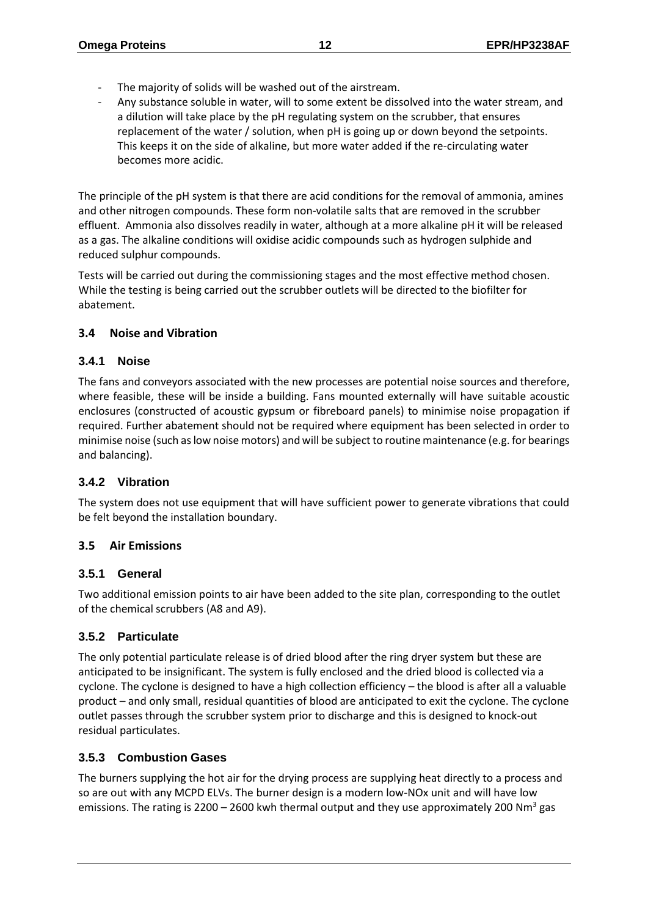- The majority of solids will be washed out of the airstream.
- Any substance soluble in water, will to some extent be dissolved into the water stream, and a dilution will take place by the pH regulating system on the scrubber, that ensures replacement of the water / solution, when pH is going up or down beyond the setpoints. This keeps it on the side of alkaline, but more water added if the re-circulating water becomes more acidic.

The principle of the pH system is that there are acid conditions for the removal of ammonia, amines and other nitrogen compounds. These form non-volatile salts that are removed in the scrubber effluent. Ammonia also dissolves readily in water, although at a more alkaline pH it will be released as a gas. The alkaline conditions will oxidise acidic compounds such as hydrogen sulphide and reduced sulphur compounds.

Tests will be carried out during the commissioning stages and the most effective method chosen. While the testing is being carried out the scrubber outlets will be directed to the biofilter for abatement.

### 3.4 Noise and Vibration

#### 3.4.1 Noise

The fans and conveyors associated with the new processes are potential noise sources and therefore, where feasible, these will be inside a building. Fans mounted externally will have suitable acoustic enclosures (constructed of acoustic gypsum or fibreboard panels) to minimise noise propagation if required. Further abatement should not be required where equipment has been selected in order to minimise noise (such as low noise motors) and will be subject to routine maintenance (e.g. for bearings and balancing).

#### 3.4.2 Vibration

The system does not use equipment that will have sufficient power to generate vibrations that could be felt beyond the installation boundary.

### 3.5 Air Emissions

#### 3.5.1 General

Two additional emission points to air have been added to the site plan, corresponding to the outlet of the chemical scrubbers (A8 and A9).

#### 3.5.2 Particulate

The only potential particulate release is of dried blood after the ring dryer system but these are anticipated to be insignificant. The system is fully enclosed and the dried blood is collected via a cyclone. The cyclone is designed to have a high collection efficiency – the blood is after all a valuable product – and only small, residual quantities of blood are anticipated to exit the cyclone. The cyclone outlet passes through the scrubber system prior to discharge and this is designed to knock-out residual particulates.

#### 3.5.3 Combustion Gases

The burners supplying the hot air for the drying process are supplying heat directly to a process and so are out with any MCPD ELVs. The burner design is a modern low-NOx unit and will have low emissions. The rating is 2200 – 2600 kwh thermal output and they use approximately 200 $Nm^3$ gas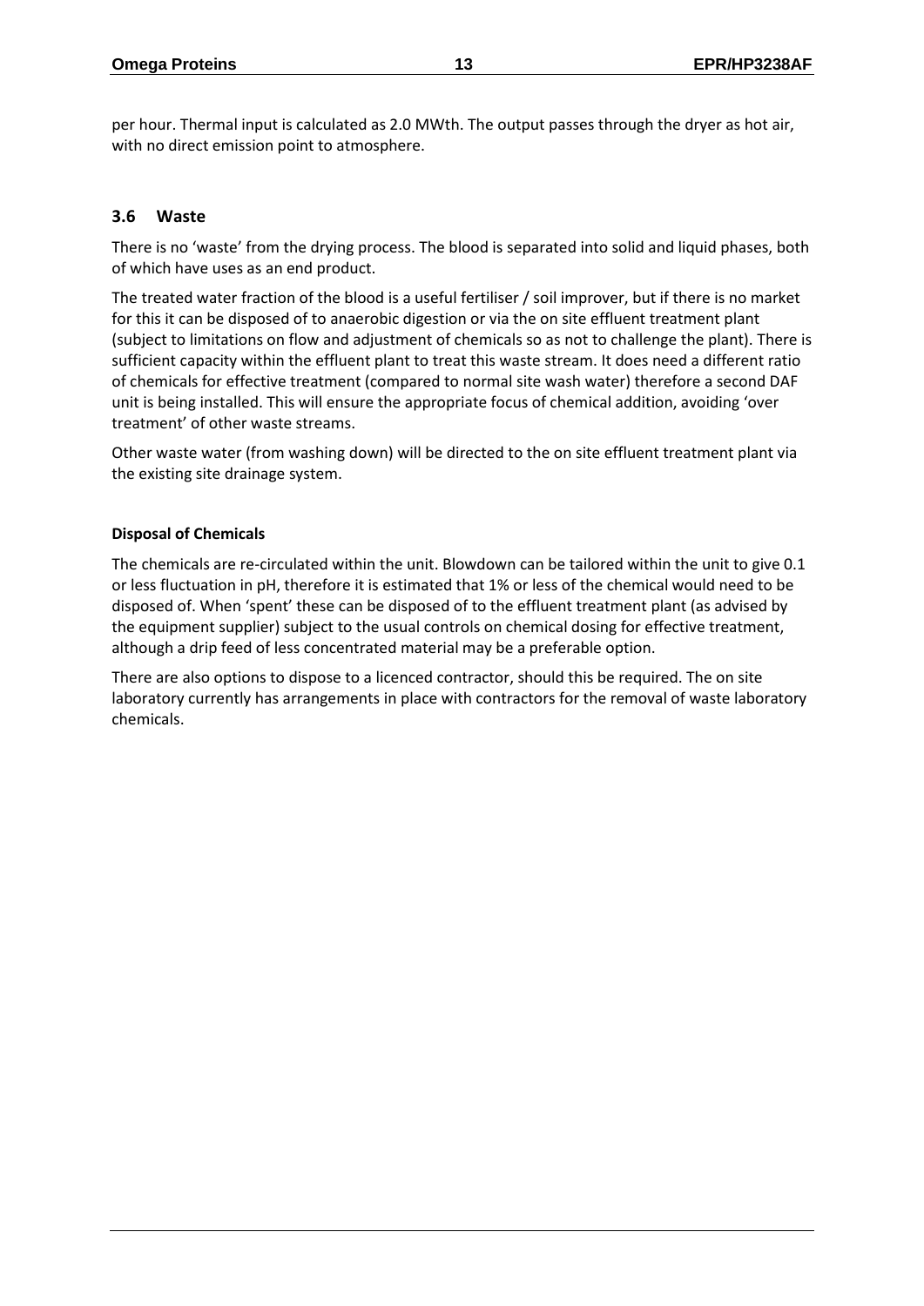per hour. Thermal input is calculated as 2.0 MWth. The output passes through the dryer as hot air, with no direct emission point to atmosphere.

## 3.6 Waste

There is no 'waste' from the drying process. The blood is separated into solid and liquid phases, both of which have uses as an end product.

The treated water fraction of the blood is a useful fertiliser / soil improver, but if there is no market for this it can be disposed of to anaerobic digestion or via the on site effluent treatment plant (subject to limitations on flow and adjustment of chemicals so as not to challenge the plant). There is sufficient capacity within the effluent plant to treat this waste stream. It does need a different ratio of chemicals for effective treatment (compared to normal site wash water) therefore a second DAF unit is being installed. This will ensure the appropriate focus of chemical addition, avoiding 'over treatment' of other waste streams.

Other waste water (from washing down) will be directed to the on site effluent treatment plant via the existing site drainage system.

**Disposal of Chemicals**

The chemicals are re-circulated within the unit. Blowdown can be tailored within the unit to give 0.1 or less fluctuation in pH, therefore it is estimated that 1% or less of the chemical would need to be disposed of. When 'spent' these can be disposed of to the effluent treatment plant (as advised by the equipment supplier) subject to the usual controls on chemical dosing for effective treatment, although a drip feed of less concentrated material may be a preferable option.

There are also options to dispose to a licenced contractor, should this be required. The on site laboratory currently has arrangements in place with contractors for the removal of waste laboratory chemicals.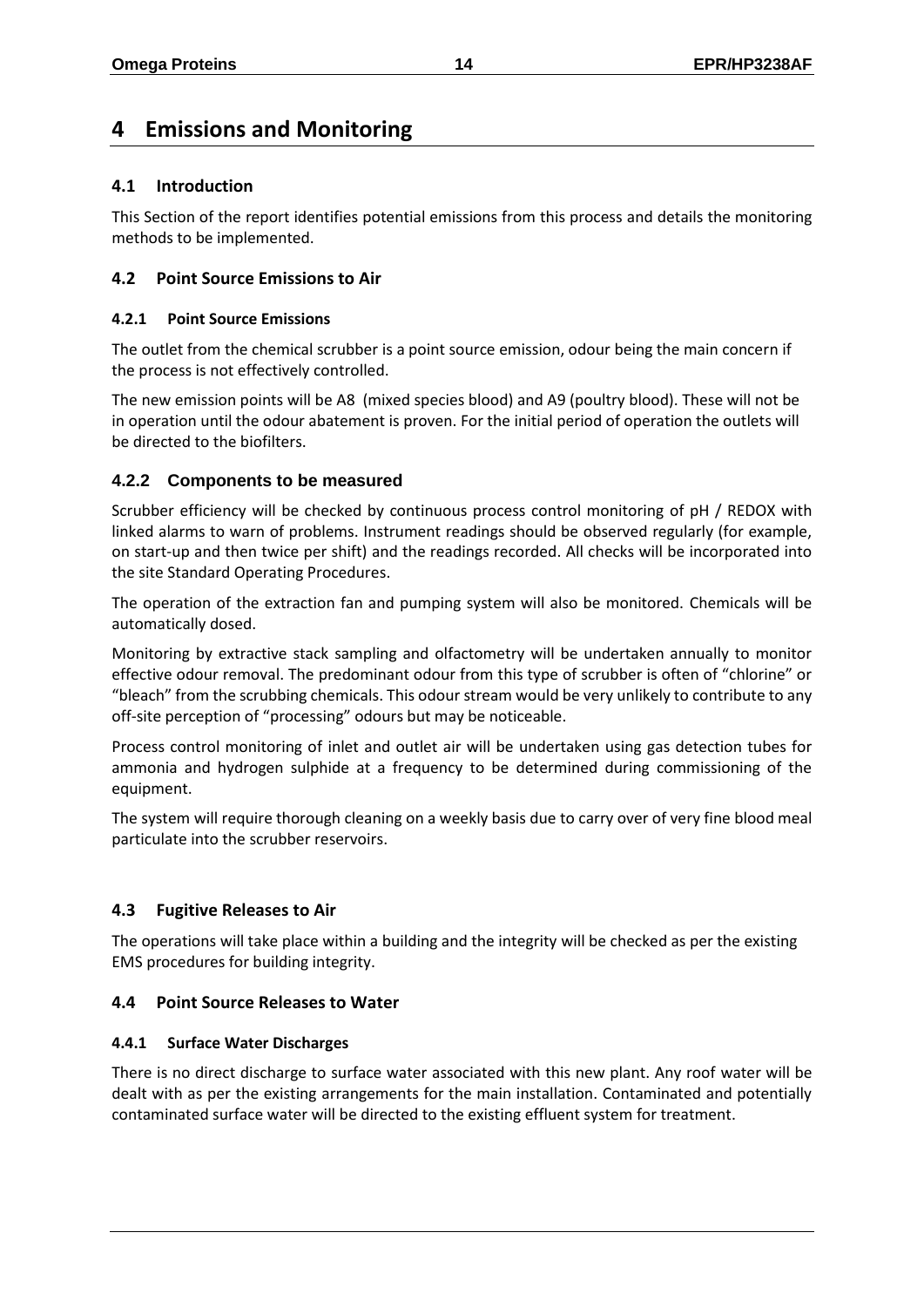# 4 Emissions and Monitoring

## 4.1 Introduction

This Section of the report identifies potential emissions from this process and details the monitoring methods to be implemented.

## 4.2 Point Source Emissions to Air

### 4.2.1 Point Source Emissions

The outlet from the chemical scrubber is a point source emission, odour being the main concern if the process is not effectively controlled.

The new emission points will be A8 (mixed species blood) and A9 (poultry blood). These will not be in operation until the odour abatement is proven. For the initial period of operation the outlets will be directed to the biofilters.

### 4.2.2 Components to be measured

Scrubber efficiency will be checked by continuous process control monitoring of pH / REDOX with linked alarms to warn of problems. Instrument readings should be observed regularly (for example, on start-up and then twice per shift) and the readings recorded. All checks will be incorporated into the site Standard Operating Procedures.

The operation of the extraction fan and pumping system will also be monitored. Chemicals will be automatically dosed.

Monitoring by extractive stack sampling and olfactometry will be undertaken annually to monitor effective odour removal. The predominant odour from this type of scrubber is often of "chlorine" or "bleach" from the scrubbing chemicals. This odour stream would be very unlikely to contribute to any off-site perception of "processing" odours but may be noticeable.

Process control monitoring of inlet and outlet air will be undertaken using gas detection tubes for ammonia and hydrogen sulphide at a frequency to be determined during commissioning of the equipment.

The system will require thorough cleaning on a weekly basis due to carry over of very fine blood meal particulate into the scrubber reservoirs.

## 4.3 Fugitive Releases to Air

The operations will take place within a building and the integrity will be checked as per the existing EMS procedures for building integrity.

## 4.4 Point Source Releases to Water

### 4.4.1 Surface Water Discharges

There is no direct discharge to surface water associated with this new plant. Any roof water will be dealt with as per the existing arrangements for the main installation. Contaminated and potentially contaminated surface water will be directed to the existing effluent system for treatment.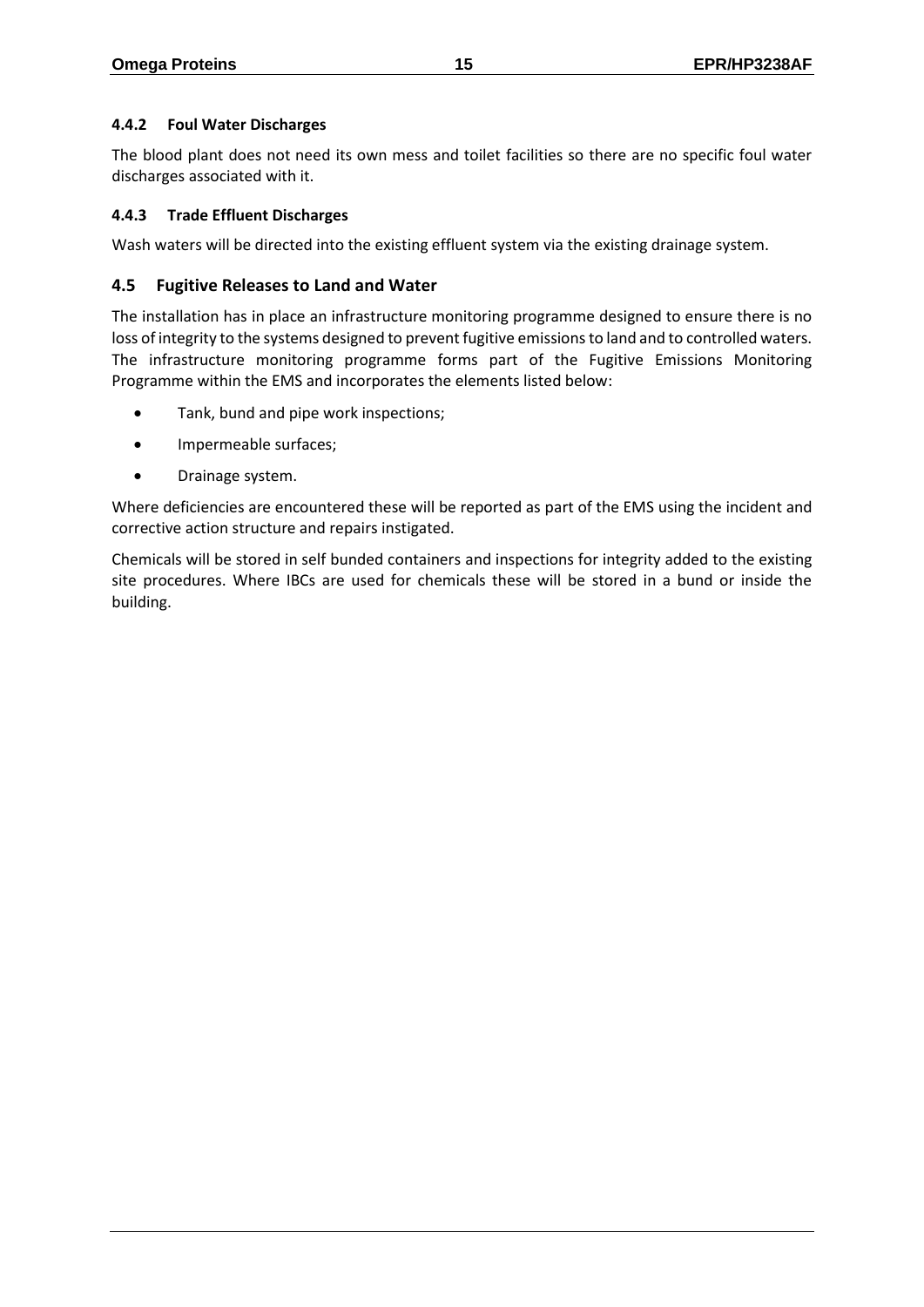#### 4.4.2 Foul Water Discharges

The blood plant does not need its own mess and toilet facilities so there are no specific foul water discharges associated with it.

#### 4.4.3 Trade Effluent Discharges

Wash waters will be directed into the existing effluent system via the existing drainage system.

### 4.5 Fugitive Releases to Land and Water

The installation has in place an infrastructure monitoring programme designed to ensure there is no loss of integrity to the systems designed to prevent fugitive emissions to land and to controlled waters. The infrastructure monitoring programme forms part of the Fugitive Emissions Monitoring Programme within the EMS and incorporates the elements listed below:

- Tank, bund and pipe work inspections;
- Impermeable surfaces;
- Drainage system.

Where deficiencies are encountered these will be reported as part of the EMS using the incident and corrective action structure and repairs instigated.

Chemicals will be stored in self bunded containers and inspections for integrity added to the existing site procedures. Where IBCs are used for chemicals these will be stored in a bund or inside the building.